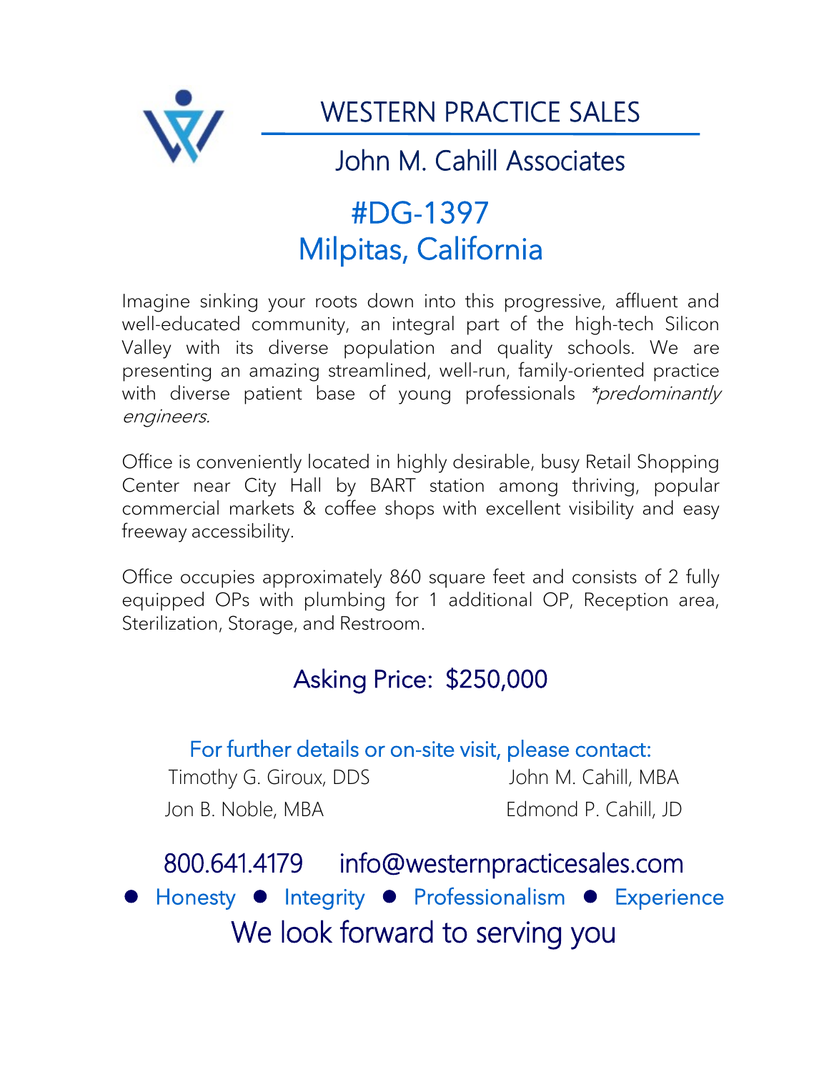# WESTERN PRACTICE SALES

## John M. Cahill Associates

## #DG-1397
## Milpitas, California

Imagine sinking your roots down into this progressive, affluent and well-educated community, an integral part of the high-tech Silicon Valley with its diverse population and quality schools. We are presenting an amazing streamlined, well-run, family-oriented practice with diverse patient base of young professionals *\*predominantly engineers.*

Office is conveniently located in highly desirable, busy Retail Shopping Center near City Hall by BART station among thriving, popular commercial markets & coffee shops with excellent visibility and easy freeway accessibility.

Office occupies approximately 860 square feet and consists of 2 fully equipped OPs with plumbing for 1 additional OP, Reception area, Sterilization, Storage, and Restroom.

### Asking Price: $250,000

For further details or on-site visit, please contact:

Timothy G. Giroux, DDS — John M. Cahill, MBA

Jon B. Noble, MBA — Edmond P. Cahill, JD

800.641.4179 info@westernpracticesales.com

● Honesty ● Integrity ● Professionalism ● Experience

We look forward to serving you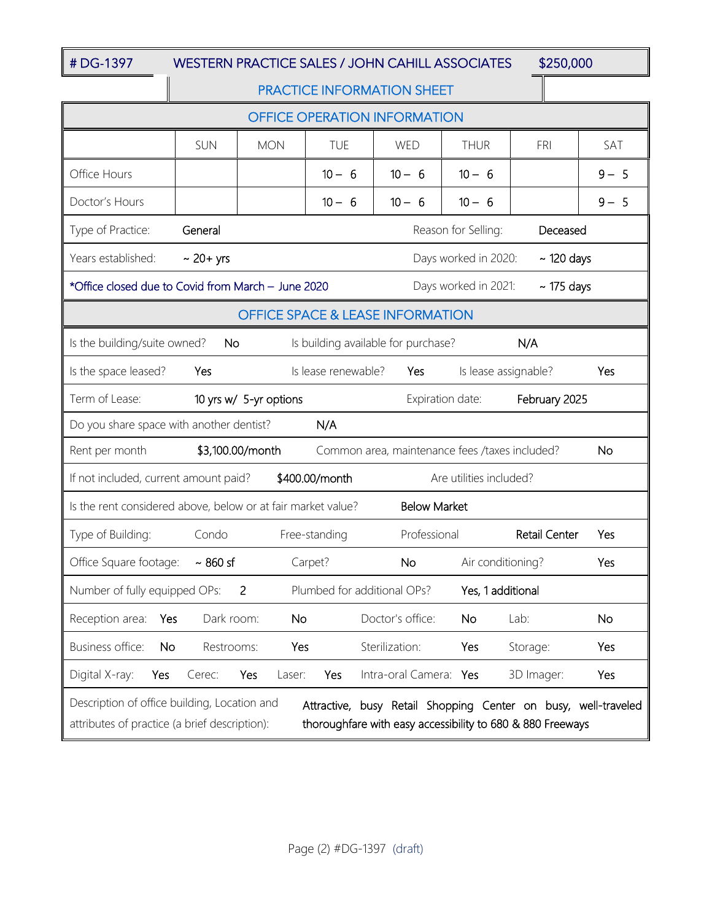| # DG-1397 | WESTERN PRACTICE SALES / JOHN CAHILL ASSOCIATES | $250,000 |
|---|---|---|

## PRACTICE INFORMATION SHEET

### OFFICE OPERATION INFORMATION

| | SUN | MON | TUE | WED | THUR | FRI | SAT |
|---|---|---|---|---|---|---|---|
| Office Hours | | | 10 – 6 | 10 – 6 | 10 – 6 | | 9 – 5 |
| Doctor's Hours | | | 10 – 6 | 10 – 6 | 10 – 6 | | 9 – 5 |

| | | | |
|---|---|---|---|
| Type of Practice: | General | Reason for Selling: | Deceased |
| Years established: | ~ 20+ yrs | Days worked in 2020: | ~ 120 days |
| *Office closed due to Covid from March – June 2020 | | Days worked in 2021: | ~ 175 days |

### OFFICE SPACE & LEASE INFORMATION

| | | | | | |
|---|---|---|---|---|---|
| Is the building/suite owned? | No | Is building available for purchase? | N/A | | |
| Is the space leased? | Yes | Is lease renewable? | Yes | Is lease assignable? | Yes |
| Term of Lease: | 10 yrs w/ 5-yr options | Expiration date: | February 2025 | | |
| Do you share space with another dentist? | N/A | | | | |
| Rent per month | $3,100.00/month | Common area, maintenance fees /taxes included? | No | | |
| If not included, current amount paid? | $400.00/month | Are utilities included? | | | |
| Is the rent considered above, below or at fair market value? | Below Market | | | | |

| | | | | | |
|---|---|---|---|---|---|
| Type of Building: | Condo | Free-standing | Professional | Retail Center | Yes |
| Office Square footage: | ~ 860 sf | Carpet? | No | Air conditioning? | Yes |
| Number of fully equipped OPs: | 2 | Plumbed for additional OPs? | Yes, 1 additional | | |

| | | | | | | | |
|---|---|---|---|---|---|---|---|
| Reception area: | Yes | Dark room: | No | Doctor's office: | No | Lab: | No |
| Business office: | No | Restrooms: | Yes | Sterilization: | Yes | Storage: | Yes |

| | | | | | | | | | |
|---|---|---|---|---|---|---|---|---|---|
| Digital X-ray: | Yes | Cerec: | Yes | Laser: | Yes | Intra-oral Camera: | Yes | 3D Imager: | Yes |

| | |
|---|---|
| Description of office building, Location and attributes of practice (a brief description): | Attractive, busy Retail Shopping Center on busy, well-traveled thoroughfare with easy accessibility to 680 & 880 Freeways |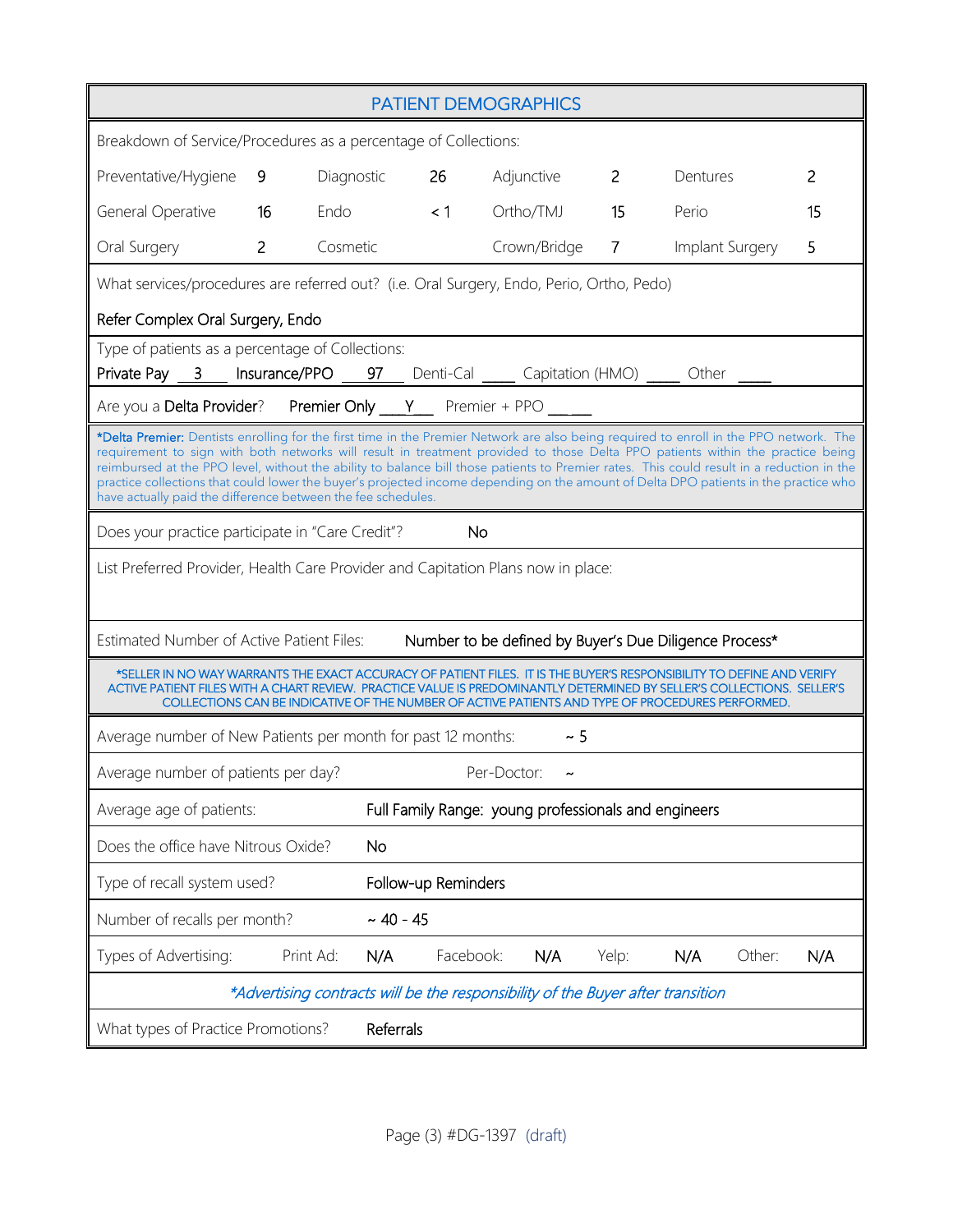## PATIENT DEMOGRAPHICS

Breakdown of Service/Procedures as a percentage of Collections:

| | | | | | | | |
|---|---|---|---|---|---|---|---|
| Preventative/Hygiene | 9 | Diagnostic | 26 | Adjunctive | 2 | Dentures | 2 |
| General Operative | 16 | Endo | < 1 | Ortho/TMJ | 15 | Perio | 15 |
| Oral Surgery | 2 | Cosmetic | | Crown/Bridge | 7 | Implant Surgery | 5 |

What services/procedures are referred out? (i.e. Oral Surgery, Endo, Perio, Ortho, Pedo)

Refer Complex Oral Surgery, Endo

Type of patients as a percentage of Collections:
Private Pay 3 Insurance/PPO 97 Denti-Cal ____ Capitation (HMO) ____ Other ____

Are you a **Delta Provider**? Premier Only Y Premier + PPO ____

*Delta Premier: Dentists enrolling for the first time in the Premier Network are also being required to enroll in the PPO network. The requirement to sign with both networks will result in treatment provided to those Delta PPO patients within the practice being reimbursed at the PPO level, without the ability to balance bill those patients to Premier rates. This could result in a reduction in the practice collections that could lower the buyer's projected income depending on the amount of Delta DPO patients in the practice who have actually paid the difference between the fee schedules.

Does your practice participate in "Care Credit"? No

List Preferred Provider, Health Care Provider and Capitation Plans now in place:

Estimated Number of Active Patient Files: Number to be defined by Buyer's Due Diligence Process*

*SELLER IN NO WAY WARRANTS THE EXACT ACCURACY OF PATIENT FILES. IT IS THE BUYER'S RESPONSIBILITY TO DEFINE AND VERIFY ACTIVE PATIENT FILES WITH A CHART REVIEW. PRACTICE VALUE IS PREDOMINANTLY DETERMINED BY SELLER'S COLLECTIONS. SELLER'S COLLECTIONS CAN BE INDICATIVE OF THE NUMBER OF ACTIVE PATIENTS AND TYPE OF PROCEDURES PERFORMED.

Average number of New Patients per month for past 12 months: ~ 5

Average number of patients per day? Per-Doctor: ~

Average age of patients: Full Family Range: young professionals and engineers

Does the office have Nitrous Oxide? No

Type of recall system used? Follow-up Reminders

Number of recalls per month? ~ 40 - 45

Types of Advertising: Print Ad: N/A Facebook: N/A Yelp: N/A Other: N/A

*\*Advertising contracts will be the responsibility of the Buyer after transition*

What types of Practice Promotions? Referrals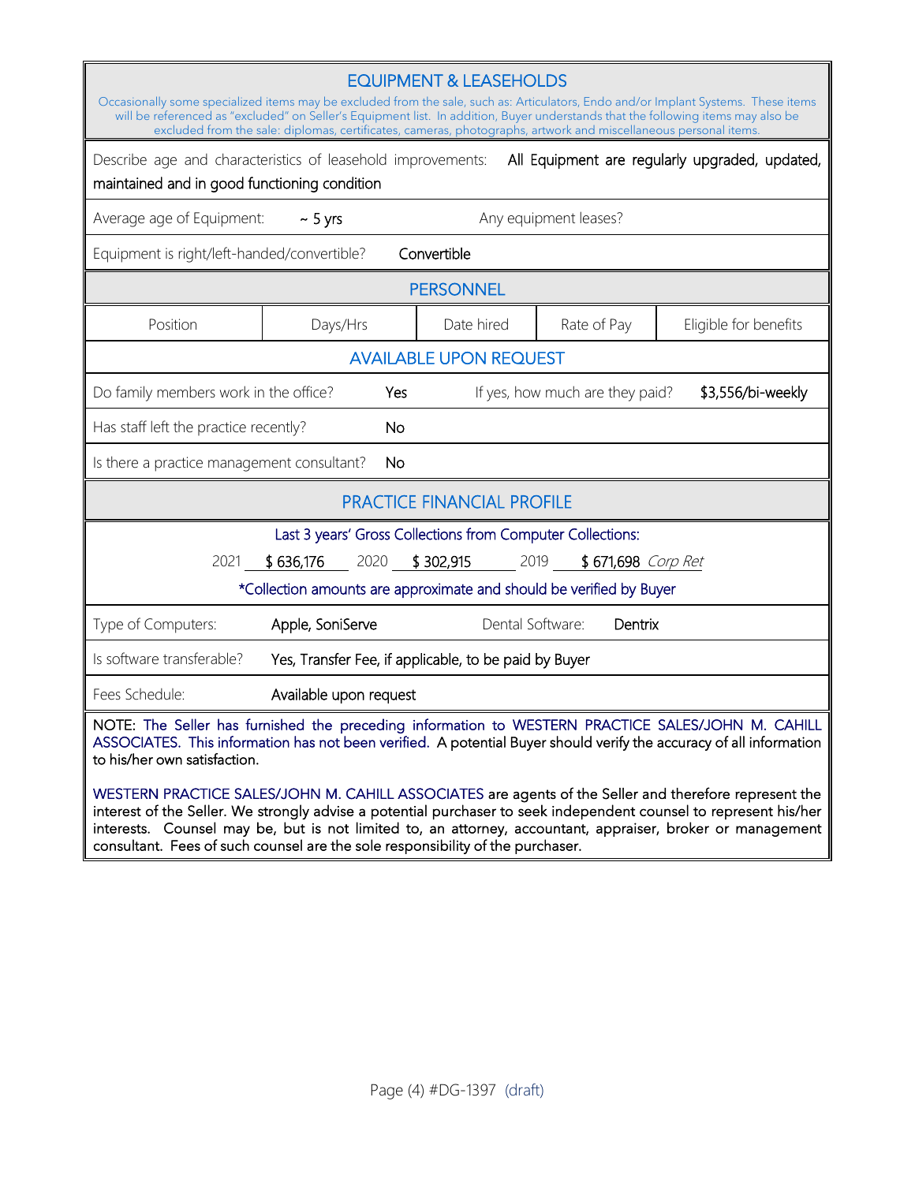## EQUIPMENT & LEASEHOLDS

Occasionally some specialized items may be excluded from the sale, such as: Articulators, Endo and/or Implant Systems. These items will be referenced as "excluded" on Seller's Equipment list. In addition, Buyer understands that the following items may also be excluded from the sale: diplomas, certificates, cameras, photographs, artwork and miscellaneous personal items.

Describe age and characteristics of leasehold improvements: All Equipment are regularly upgraded, updated, maintained and in good functioning condition

Average age of Equipment: ~ 5 yrs    Any equipment leases?

Equipment is right/left-handed/convertible? Convertible

## PERSONNEL

| Position | Days/Hrs | Date hired | Rate of Pay | Eligible for benefits |
|---|---|---|---|---|
| AVAILABLE UPON REQUEST | | | | |

Do family members work in the office? Yes    If yes, how much are they paid? $3,556/bi-weekly

Has staff left the practice recently? No

Is there a practice management consultant? No

## PRACTICE FINANCIAL PROFILE

Last 3 years' Gross Collections from Computer Collections:

2021 $ 636,176    2020 $ 302,915    2019 $ 671,698 *Corp Ret*

*Collection amounts are approximate and should be verified by Buyer

Type of Computers: Apple, SoniServe    Dental Software: Dentrix

Is software transferable? Yes, Transfer Fee, if applicable, to be paid by Buyer

Fees Schedule: Available upon request

NOTE: The Seller has furnished the preceding information to WESTERN PRACTICE SALES/JOHN M. CAHILL ASSOCIATES. This information has not been verified. A potential Buyer should verify the accuracy of all information to his/her own satisfaction.

WESTERN PRACTICE SALES/JOHN M. CAHILL ASSOCIATES are agents of the Seller and therefore represent the interest of the Seller. We strongly advise a potential purchaser to seek independent counsel to represent his/her interests. Counsel may be, but is not limited to, an attorney, accountant, appraiser, broker or management consultant. Fees of such counsel are the sole responsibility of the purchaser.